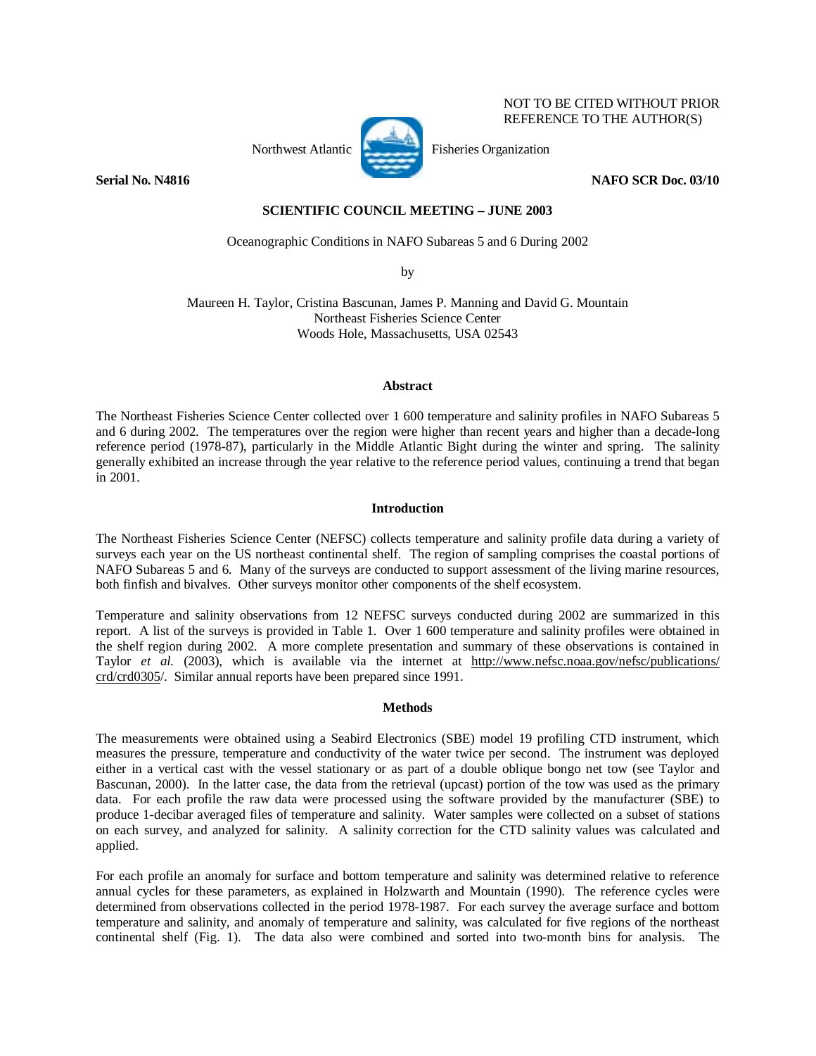NOT TO BE CITED WITHOUT PRIOR REFERENCE TO THE AUTHOR(S)

Northwest Atlantic Fisheries Organization

**Serial No. N4816** **NAFO SCR Doc. 03/10**

**SCIENTIFIC COUNCIL MEETING – JUNE 2003**

# Oceanographic Conditions in NAFO Subareas 5 and 6 During 2002

by

Maureen H. Taylor, Cristina Bascunan, James P. Manning and David G. Mountain
Northeast Fisheries Science Center
Woods Hole, Massachusetts, USA 02543

## Abstract

The Northeast Fisheries Science Center collected over 1 600 temperature and salinity profiles in NAFO Subareas 5 and 6 during 2002. The temperatures over the region were higher than recent years and higher than a decade-long reference period (1978-87), particularly in the Middle Atlantic Bight during the winter and spring. The salinity generally exhibited an increase through the year relative to the reference period values, continuing a trend that began in 2001.

## Introduction

The Northeast Fisheries Science Center (NEFSC) collects temperature and salinity profile data during a variety of surveys each year on the US northeast continental shelf. The region of sampling comprises the coastal portions of NAFO Subareas 5 and 6. Many of the surveys are conducted to support assessment of the living marine resources, both finfish and bivalves. Other surveys monitor other components of the shelf ecosystem.

Temperature and salinity observations from 12 NEFSC surveys conducted during 2002 are summarized in this report. A list of the surveys is provided in Table 1. Over 1 600 temperature and salinity profiles were obtained in the shelf region during 2002. A more complete presentation and summary of these observations is contained in Taylor *et al.* (2003), which is available via the internet at http://www.nefsc.noaa.gov/nefsc/publications/crd/crd0305/. Similar annual reports have been prepared since 1991.

## Methods

The measurements were obtained using a Seabird Electronics (SBE) model 19 profiling CTD instrument, which measures the pressure, temperature and conductivity of the water twice per second. The instrument was deployed either in a vertical cast with the vessel stationary or as part of a double oblique bongo net tow (see Taylor and Bascunan, 2000). In the latter case, the data from the retrieval (upcast) portion of the tow was used as the primary data. For each profile the raw data were processed using the software provided by the manufacturer (SBE) to produce 1-decibar averaged files of temperature and salinity. Water samples were collected on a subset of stations on each survey, and analyzed for salinity. A salinity correction for the CTD salinity values was calculated and applied.

For each profile an anomaly for surface and bottom temperature and salinity was determined relative to reference annual cycles for these parameters, as explained in Holzwarth and Mountain (1990). The reference cycles were determined from observations collected in the period 1978-1987. For each survey the average surface and bottom temperature and salinity, and anomaly of temperature and salinity, was calculated for five regions of the northeast continental shelf (Fig. 1). The data also were combined and sorted into two-month bins for analysis. The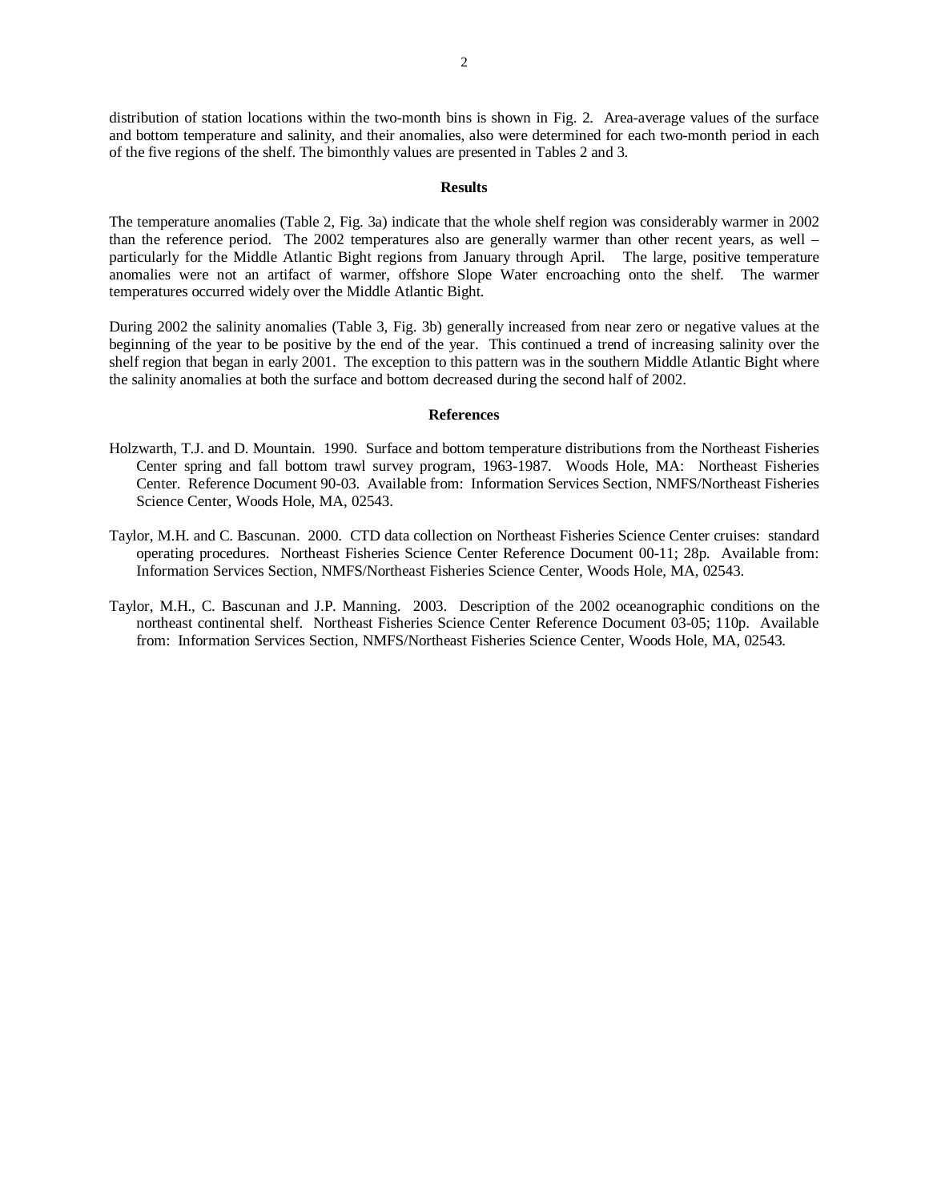distribution of station locations within the two-month bins is shown in Fig. 2. Area-average values of the surface and bottom temperature and salinity, and their anomalies, also were determined for each two-month period in each of the five regions of the shelf. The bimonthly values are presented in Tables 2 and 3.

## Results

The temperature anomalies (Table 2, Fig. 3a) indicate that the whole shelf region was considerably warmer in 2002 than the reference period. The 2002 temperatures also are generally warmer than other recent years, as well – particularly for the Middle Atlantic Bight regions from January through April. The large, positive temperature anomalies were not an artifact of warmer, offshore Slope Water encroaching onto the shelf. The warmer temperatures occurred widely over the Middle Atlantic Bight.

During 2002 the salinity anomalies (Table 3, Fig. 3b) generally increased from near zero or negative values at the beginning of the year to be positive by the end of the year. This continued a trend of increasing salinity over the shelf region that began in early 2001. The exception to this pattern was in the southern Middle Atlantic Bight where the salinity anomalies at both the surface and bottom decreased during the second half of 2002.

## References

Holzwarth, T.J. and D. Mountain. 1990. Surface and bottom temperature distributions from the Northeast Fisheries Center spring and fall bottom trawl survey program, 1963-1987. Woods Hole, MA: Northeast Fisheries Center. Reference Document 90-03. Available from: Information Services Section, NMFS/Northeast Fisheries Science Center, Woods Hole, MA, 02543.

Taylor, M.H. and C. Bascunan. 2000. CTD data collection on Northeast Fisheries Science Center cruises: standard operating procedures. Northeast Fisheries Science Center Reference Document 00-11; 28p. Available from: Information Services Section, NMFS/Northeast Fisheries Science Center, Woods Hole, MA, 02543.

Taylor, M.H., C. Bascunan and J.P. Manning. 2003. Description of the 2002 oceanographic conditions on the northeast continental shelf. Northeast Fisheries Science Center Reference Document 03-05; 110p. Available from: Information Services Section, NMFS/Northeast Fisheries Science Center, Woods Hole, MA, 02543.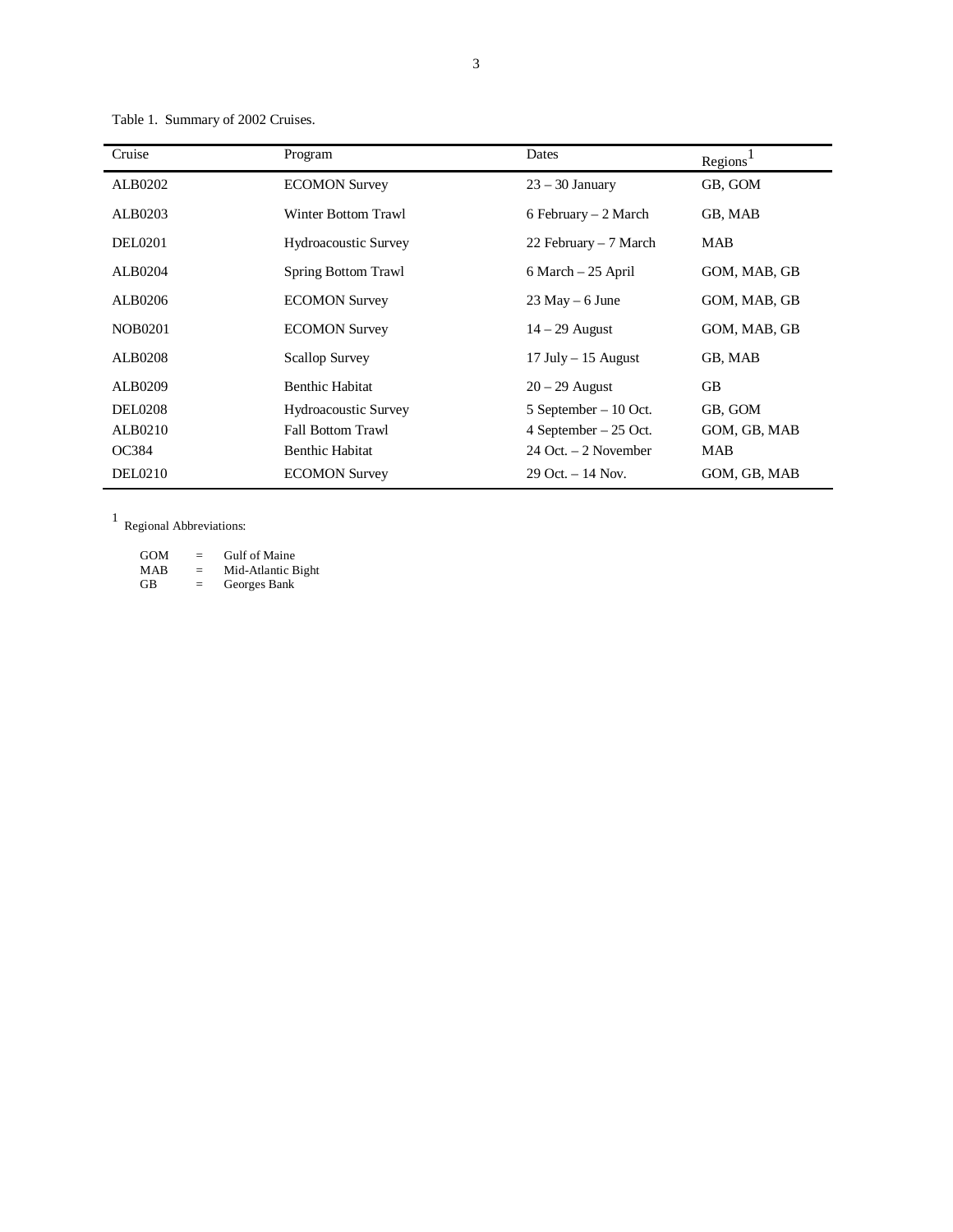Table 1. Summary of 2002 Cruises.

| Cruise | Program | Dates | Regions[1] |
|---|---|---|---|
| ALB0202 | ECOMON Survey | 23 – 30 January | GB, GOM |
| ALB0203 | Winter Bottom Trawl | 6 February – 2 March | GB, MAB |
| DEL0201 | Hydroacoustic Survey | 22 February – 7 March | MAB |
| ALB0204 | Spring Bottom Trawl | 6 March – 25 April | GOM, MAB, GB |
| ALB0206 | ECOMON Survey | 23 May – 6 June | GOM, MAB, GB |
| NOB0201 | ECOMON Survey | 14 – 29 August | GOM, MAB, GB |
| ALB0208 | Scallop Survey | 17 July – 15 August | GB, MAB |
| ALB0209 | Benthic Habitat | 20 – 29 August | GB |
| DEL0208 | Hydroacoustic Survey | 5 September – 10 Oct. | GB, GOM |
| ALB0210 | Fall Bottom Trawl | 4 September – 25 Oct. | GOM, GB, MAB |
| OC384 | Benthic Habitat | 24 Oct. – 2 November | MAB |
| DEL0210 | ECOMON Survey | 29 Oct. – 14 Nov. | GOM, GB, MAB |

[1] Regional Abbreviations:

GOM = Gulf of Maine
MAB = Mid-Atlantic Bight
GB = Georges Bank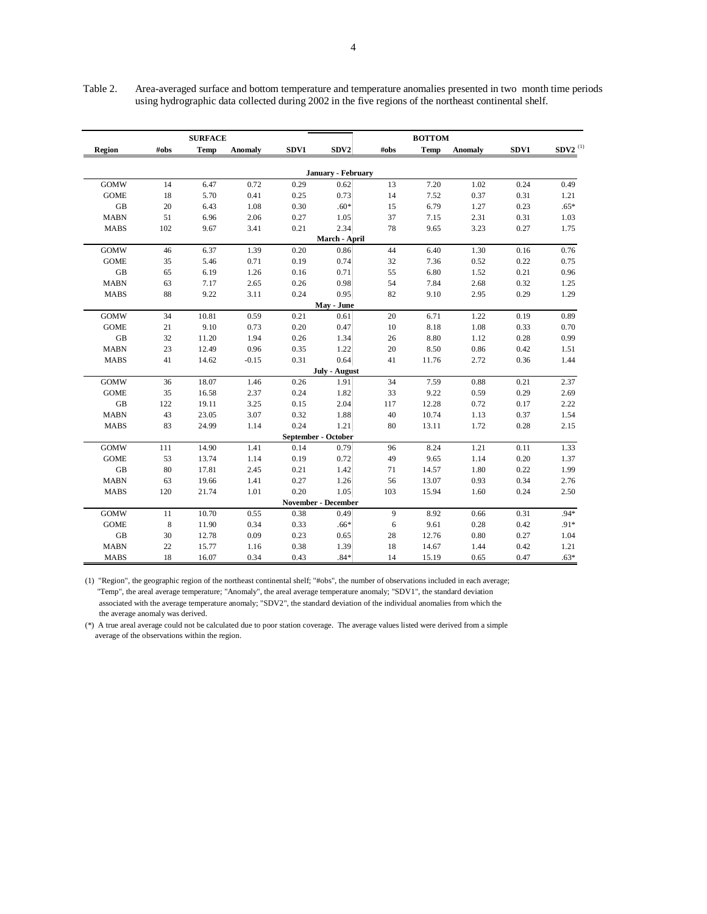Table 2. Area-averaged surface and bottom temperature and temperature anomalies presented in two month time periods using hydrographic data collected during 2002 in the five regions of the northeast continental shelf.

| | SURFACE | | | | | BOTTOM | | | | |
|---|---|---|---|---|---|---|---|---|---|---|
| **Region** | **#obs** | **Temp** | **Anomaly** | **SDV1** | **SDV2** | **#obs** | **Temp** | **Anomaly** | **SDV1** | **SDV2** [(1)] |
| | | | | | **January - February** | | | | | |
| GOMW | 14 | 6.47 | 0.72 | 0.29 | 0.62 | 13 | 7.20 | 1.02 | 0.24 | 0.49 |
| GOME | 18 | 5.70 | 0.41 | 0.25 | 0.73 | 14 | 7.52 | 0.37 | 0.31 | 1.21 |
| GB | 20 | 6.43 | 1.08 | 0.30 | .60* | 15 | 6.79 | 1.27 | 0.23 | .65* |
| MABN | 51 | 6.96 | 2.06 | 0.27 | 1.05 | 37 | 7.15 | 2.31 | 0.31 | 1.03 |
| MABS | 102 | 9.67 | 3.41 | 0.21 | 2.34 | 78 | 9.65 | 3.23 | 0.27 | 1.75 |
| | | | | | **March - April** | | | | | |
| GOMW | 46 | 6.37 | 1.39 | 0.20 | 0.86 | 44 | 6.40 | 1.30 | 0.16 | 0.76 |
| GOME | 35 | 5.46 | 0.71 | 0.19 | 0.74 | 32 | 7.36 | 0.52 | 0.22 | 0.75 |
| GB | 65 | 6.19 | 1.26 | 0.16 | 0.71 | 55 | 6.80 | 1.52 | 0.21 | 0.96 |
| MABN | 63 | 7.17 | 2.65 | 0.26 | 0.98 | 54 | 7.84 | 2.68 | 0.32 | 1.25 |
| MABS | 88 | 9.22 | 3.11 | 0.24 | 0.95 | 82 | 9.10 | 2.95 | 0.29 | 1.29 |
| | | | | | **May - June** | | | | | |
| GOMW | 34 | 10.81 | 0.59 | 0.21 | 0.61 | 20 | 6.71 | 1.22 | 0.19 | 0.89 |
| GOME | 21 | 9.10 | 0.73 | 0.20 | 0.47 | 10 | 8.18 | 1.08 | 0.33 | 0.70 |
| GB | 32 | 11.20 | 1.94 | 0.26 | 1.34 | 26 | 8.80 | 1.12 | 0.28 | 0.99 |
| MABN | 23 | 12.49 | 0.96 | 0.35 | 1.22 | 20 | 8.50 | 0.86 | 0.42 | 1.51 |
| MABS | 41 | 14.62 | -0.15 | 0.31 | 0.64 | 41 | 11.76 | 2.72 | 0.36 | 1.44 |
| | | | | | **July - August** | | | | | |
| GOMW | 36 | 18.07 | 1.46 | 0.26 | 1.91 | 34 | 7.59 | 0.88 | 0.21 | 2.37 |
| GOME | 35 | 16.58 | 2.37 | 0.24 | 1.82 | 33 | 9.22 | 0.59 | 0.29 | 2.69 |
| GB | 122 | 19.11 | 3.25 | 0.15 | 2.04 | 117 | 12.28 | 0.72 | 0.17 | 2.22 |
| MABN | 43 | 23.05 | 3.07 | 0.32 | 1.88 | 40 | 10.74 | 1.13 | 0.37 | 1.54 |
| MABS | 83 | 24.99 | 1.14 | 0.24 | 1.21 | 80 | 13.11 | 1.72 | 0.28 | 2.15 |
| | | | | | **September - October** | | | | | |
| GOMW | 111 | 14.90 | 1.41 | 0.14 | 0.79 | 96 | 8.24 | 1.21 | 0.11 | 1.33 |
| GOME | 53 | 13.74 | 1.14 | 0.19 | 0.72 | 49 | 9.65 | 1.14 | 0.20 | 1.37 |
| GB | 80 | 17.81 | 2.45 | 0.21 | 1.42 | 71 | 14.57 | 1.80 | 0.22 | 1.99 |
| MABN | 63 | 19.66 | 1.41 | 0.27 | 1.26 | 56 | 13.07 | 0.93 | 0.34 | 2.76 |
| MABS | 120 | 21.74 | 1.01 | 0.20 | 1.05 | 103 | 15.94 | 1.60 | 0.24 | 2.50 |
| | | | | | **November - December** | | | | | |
| GOMW | 11 | 10.70 | 0.55 | 0.38 | 0.49 | 9 | 8.92 | 0.66 | 0.31 | .94* |
| GOME | 8 | 11.90 | 0.34 | 0.33 | .66* | 6 | 9.61 | 0.28 | 0.42 | .91* |
| GB | 30 | 12.78 | 0.09 | 0.23 | 0.65 | 28 | 12.76 | 0.80 | 0.27 | 1.04 |
| MABN | 22 | 15.77 | 1.16 | 0.38 | 1.39 | 18 | 14.67 | 1.44 | 0.42 | 1.21 |
| MABS | 18 | 16.07 | 0.34 | 0.43 | .84* | 14 | 15.19 | 0.65 | 0.47 | .63* |

(1) "Region", the geographic region of the northeast continental shelf; "#obs", the number of observations included in each average; "Temp", the areal average temperature; "Anomaly", the areal average temperature anomaly; "SDV1", the standard deviation associated with the average temperature anomaly; "SDV2", the standard deviation of the individual anomalies from which the the average anomaly was derived.

(*) A true areal average could not be calculated due to poor station coverage. The average values listed were derived from a simple average of the observations within the region.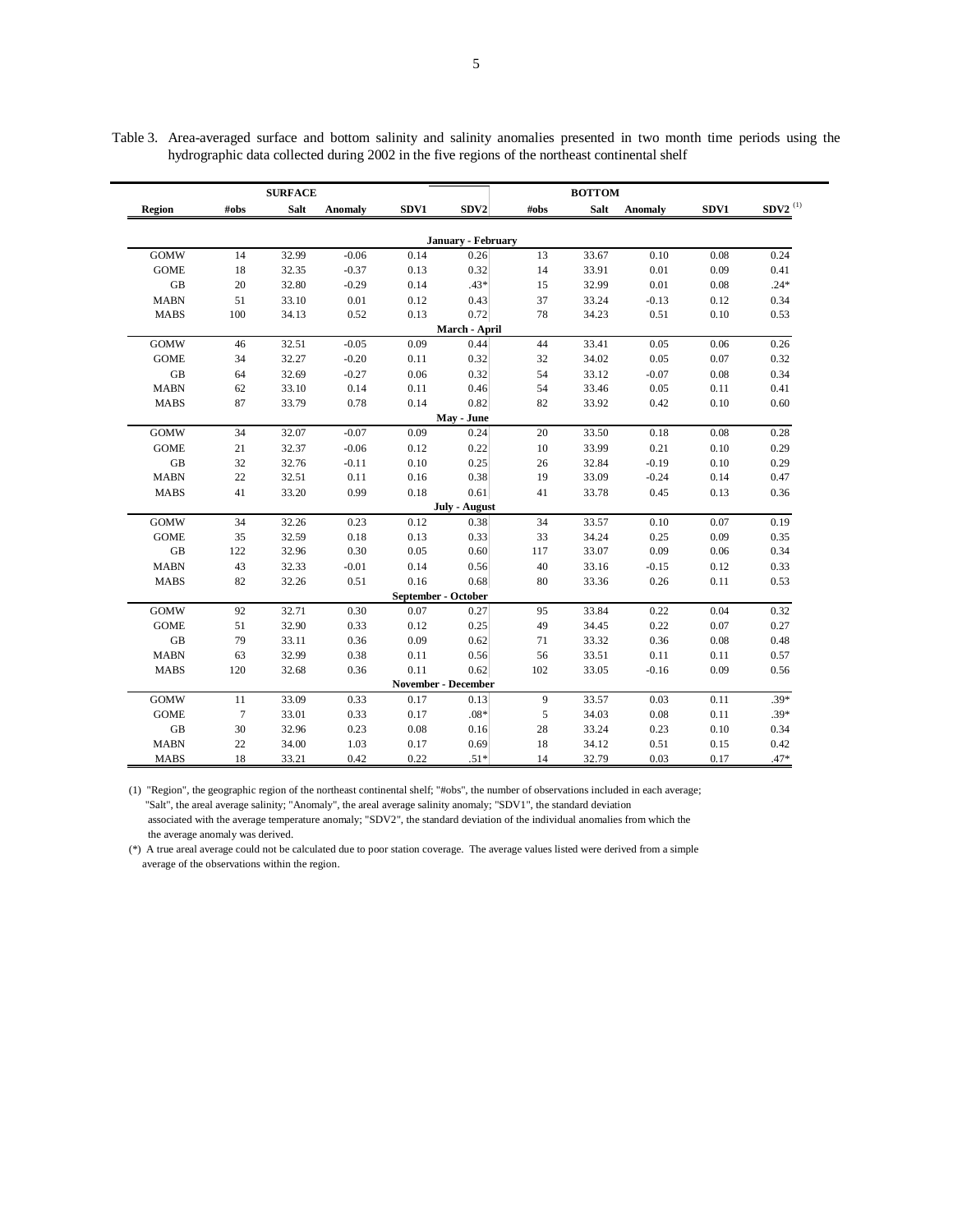Table 3. Area-averaged surface and bottom salinity and salinity anomalies presented in two month time periods using the hydrographic data collected during 2002 in the five regions of the northeast continental shelf

| | SURFACE | | | | | BOTTOM | | | | |
|---|---|---|---|---|---|---|---|---|---|---|
| Region | #obs | Salt | Anomaly | SDV1 | SDV2 | #obs | Salt | Anomaly | SDV1 | SDV2 [(1)] |
| | | | | | **January - February** | | | | | |
| GOMW | 14 | 32.99 | -0.06 | 0.14 | 0.26 | 13 | 33.67 | 0.10 | 0.08 | 0.24 |
| GOME | 18 | 32.35 | -0.37 | 0.13 | 0.32 | 14 | 33.91 | 0.01 | 0.09 | 0.41 |
| GB | 20 | 32.80 | -0.29 | 0.14 | .43* | 15 | 32.99 | 0.01 | 0.08 | .24* |
| MABN | 51 | 33.10 | 0.01 | 0.12 | 0.43 | 37 | 33.24 | -0.13 | 0.12 | 0.34 |
| MABS | 100 | 34.13 | 0.52 | 0.13 | 0.72 | 78 | 34.23 | 0.51 | 0.10 | 0.53 |
| | | | | | **March - April** | | | | | |
| GOMW | 46 | 32.51 | -0.05 | 0.09 | 0.44 | 44 | 33.41 | 0.05 | 0.06 | 0.26 |
| GOME | 34 | 32.27 | -0.20 | 0.11 | 0.32 | 32 | 34.02 | 0.05 | 0.07 | 0.32 |
| GB | 64 | 32.69 | -0.27 | 0.06 | 0.32 | 54 | 33.12 | -0.07 | 0.08 | 0.34 |
| MABN | 62 | 33.10 | 0.14 | 0.11 | 0.46 | 54 | 33.46 | 0.05 | 0.11 | 0.41 |
| MABS | 87 | 33.79 | 0.78 | 0.14 | 0.82 | 82 | 33.92 | 0.42 | 0.10 | 0.60 |
| | | | | | **May - June** | | | | | |
| GOMW | 34 | 32.07 | -0.07 | 0.09 | 0.24 | 20 | 33.50 | 0.18 | 0.08 | 0.28 |
| GOME | 21 | 32.37 | -0.06 | 0.12 | 0.22 | 10 | 33.99 | 0.21 | 0.10 | 0.29 |
| GB | 32 | 32.76 | -0.11 | 0.10 | 0.25 | 26 | 32.84 | -0.19 | 0.10 | 0.29 |
| MABN | 22 | 32.51 | 0.11 | 0.16 | 0.38 | 19 | 33.09 | -0.24 | 0.14 | 0.47 |
| MABS | 41 | 33.20 | 0.99 | 0.18 | 0.61 | 41 | 33.78 | 0.45 | 0.13 | 0.36 |
| | | | | | **July - August** | | | | | |
| GOMW | 34 | 32.26 | 0.23 | 0.12 | 0.38 | 34 | 33.57 | 0.10 | 0.07 | 0.19 |
| GOME | 35 | 32.59 | 0.18 | 0.13 | 0.33 | 33 | 34.24 | 0.25 | 0.09 | 0.35 |
| GB | 122 | 32.96 | 0.30 | 0.05 | 0.60 | 117 | 33.07 | 0.09 | 0.06 | 0.34 |
| MABN | 43 | 32.33 | -0.01 | 0.14 | 0.56 | 40 | 33.16 | -0.15 | 0.12 | 0.33 |
| MABS | 82 | 32.26 | 0.51 | 0.16 | 0.68 | 80 | 33.36 | 0.26 | 0.11 | 0.53 |
| | | | | | **September - October** | | | | | |
| GOMW | 92 | 32.71 | 0.30 | 0.07 | 0.27 | 95 | 33.84 | 0.22 | 0.04 | 0.32 |
| GOME | 51 | 32.90 | 0.33 | 0.12 | 0.25 | 49 | 34.45 | 0.22 | 0.07 | 0.27 |
| GB | 79 | 33.11 | 0.36 | 0.09 | 0.62 | 71 | 33.32 | 0.36 | 0.08 | 0.48 |
| MABN | 63 | 32.99 | 0.38 | 0.11 | 0.56 | 56 | 33.51 | 0.11 | 0.11 | 0.57 |
| MABS | 120 | 32.68 | 0.36 | 0.11 | 0.62 | 102 | 33.05 | -0.16 | 0.09 | 0.56 |
| | | | | | **November - December** | | | | | |
| GOMW | 11 | 33.09 | 0.33 | 0.17 | 0.13 | 9 | 33.57 | 0.03 | 0.11 | .39* |
| GOME | 7 | 33.01 | 0.33 | 0.17 | .08* | 5 | 34.03 | 0.08 | 0.11 | .39* |
| GB | 30 | 32.96 | 0.23 | 0.08 | 0.16 | 28 | 33.24 | 0.23 | 0.10 | 0.34 |
| MABN | 22 | 34.00 | 1.03 | 0.17 | 0.69 | 18 | 34.12 | 0.51 | 0.15 | 0.42 |
| MABS | 18 | 33.21 | 0.42 | 0.22 | .51* | 14 | 32.79 | 0.03 | 0.17 | .47* |

(1) "Region", the geographic region of the northeast continental shelf; "#obs", the number of observations included in each average; "Salt", the areal average salinity; "Anomaly", the areal average salinity anomaly; "SDV1", the standard deviation associated with the average temperature anomaly; "SDV2", the standard deviation of the individual anomalies from which the the average anomaly was derived.

(*) A true areal average could not be calculated due to poor station coverage. The average values listed were derived from a simple average of the observations within the region.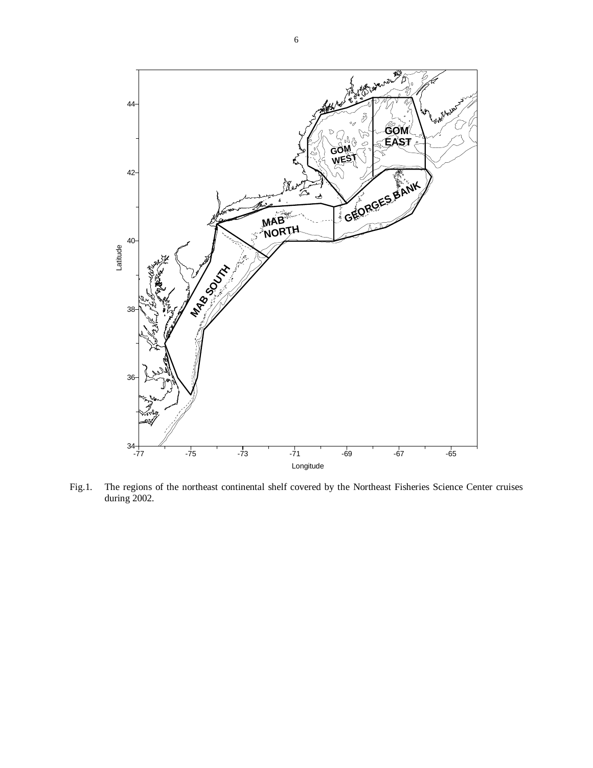Fig.1. The regions of the northeast continental shelf covered by the Northeast Fisheries Science Center cruises during 2002.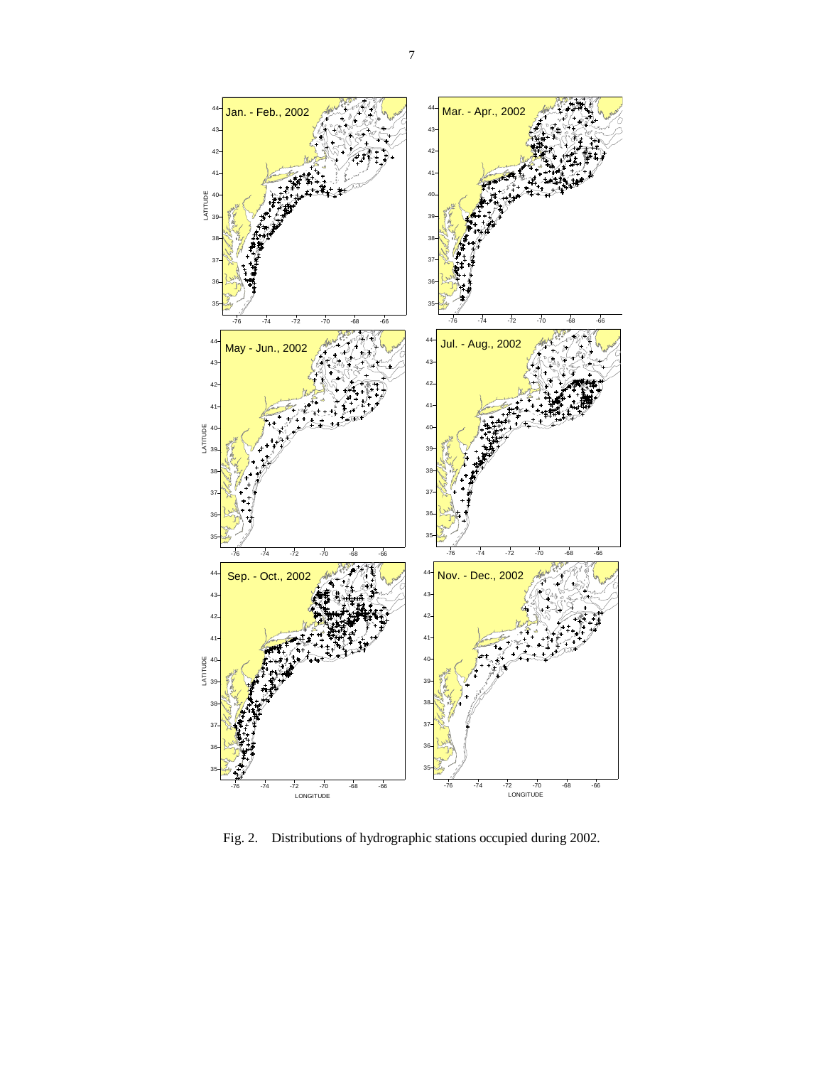Fig. 2. Distributions of hydrographic stations occupied during 2002.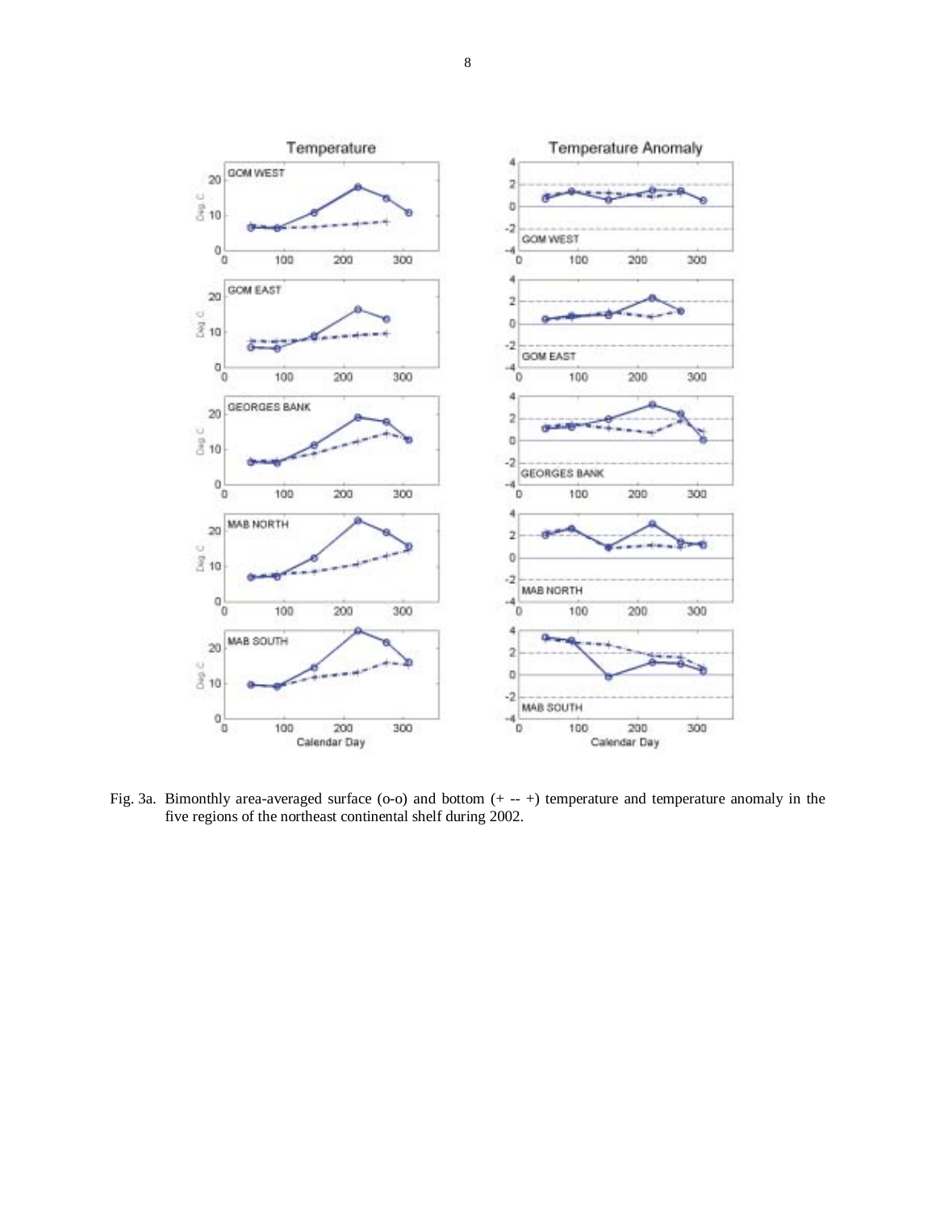Fig. 3a. Bimonthly area-averaged surface (o-o) and bottom (+ -- +) temperature and temperature anomaly in the five regions of the northeast continental shelf during 2002.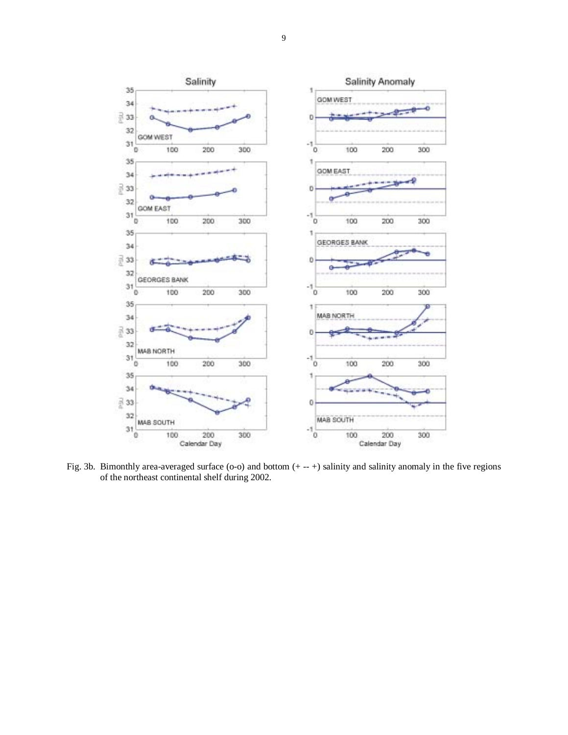Salinity

Salinity Anomaly

PSU

35
34
33
32
31

0 100 200 300

GOM WEST

GOM EAST

GEORGES BANK

MAB NORTH

MAB SOUTH

1
0
-1

Calendar Day

Fig. 3b. Bimonthly area-averaged surface (o-o) and bottom (+ -- +) salinity and salinity anomaly in the five regions of the northeast continental shelf during 2002.